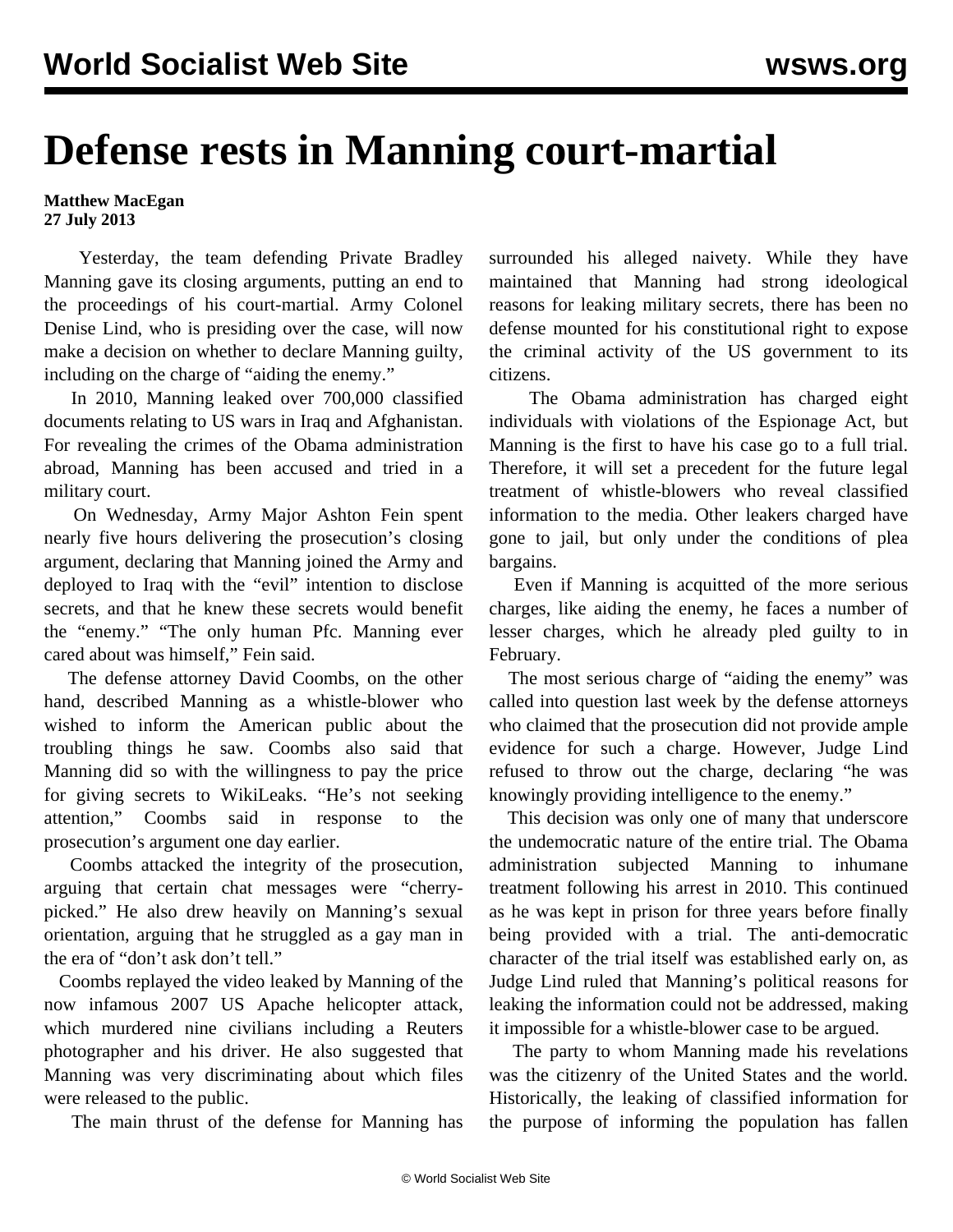# Defense rests in Manning court-martial

**Matthew MacEgan**
**27 July 2013**

Yesterday, the team defending Private Bradley Manning gave its closing arguments, putting an end to the proceedings of his court-martial. Army Colonel Denise Lind, who is presiding over the case, will now make a decision on whether to declare Manning guilty, including on the charge of "aiding the enemy."

In 2010, Manning leaked over 700,000 classified documents relating to US wars in Iraq and Afghanistan. For revealing the crimes of the Obama administration abroad, Manning has been accused and tried in a military court.

On Wednesday, Army Major Ashton Fein spent nearly five hours delivering the prosecution's closing argument, declaring that Manning joined the Army and deployed to Iraq with the "evil" intention to disclose secrets, and that he knew these secrets would benefit the "enemy." "The only human Pfc. Manning ever cared about was himself," Fein said.

The defense attorney David Coombs, on the other hand, described Manning as a whistle-blower who wished to inform the American public about the troubling things he saw. Coombs also said that Manning did so with the willingness to pay the price for giving secrets to WikiLeaks. "He's not seeking attention," Coombs said in response to the prosecution's argument one day earlier.

Coombs attacked the integrity of the prosecution, arguing that certain chat messages were "cherry-picked." He also drew heavily on Manning's sexual orientation, arguing that he struggled as a gay man in the era of "don't ask don't tell."

Coombs replayed the video leaked by Manning of the now infamous 2007 US Apache helicopter attack, which murdered nine civilians including a Reuters photographer and his driver. He also suggested that Manning was very discriminating about which files were released to the public.

The main thrust of the defense for Manning has surrounded his alleged naivety. While they have maintained that Manning had strong ideological reasons for leaking military secrets, there has been no defense mounted for his constitutional right to expose the criminal activity of the US government to its citizens.

The Obama administration has charged eight individuals with violations of the Espionage Act, but Manning is the first to have his case go to a full trial. Therefore, it will set a precedent for the future legal treatment of whistle-blowers who reveal classified information to the media. Other leakers charged have gone to jail, but only under the conditions of plea bargains.

Even if Manning is acquitted of the more serious charges, like aiding the enemy, he faces a number of lesser charges, which he already pled guilty to in February.

The most serious charge of "aiding the enemy" was called into question last week by the defense attorneys who claimed that the prosecution did not provide ample evidence for such a charge. However, Judge Lind refused to throw out the charge, declaring "he was knowingly providing intelligence to the enemy."

This decision was only one of many that underscore the undemocratic nature of the entire trial. The Obama administration subjected Manning to inhumane treatment following his arrest in 2010. This continued as he was kept in prison for three years before finally being provided with a trial. The anti-democratic character of the trial itself was established early on, as Judge Lind ruled that Manning's political reasons for leaking the information could not be addressed, making it impossible for a whistle-blower case to be argued.

The party to whom Manning made his revelations was the citizenry of the United States and the world. Historically, the leaking of classified information for the purpose of informing the population has fallen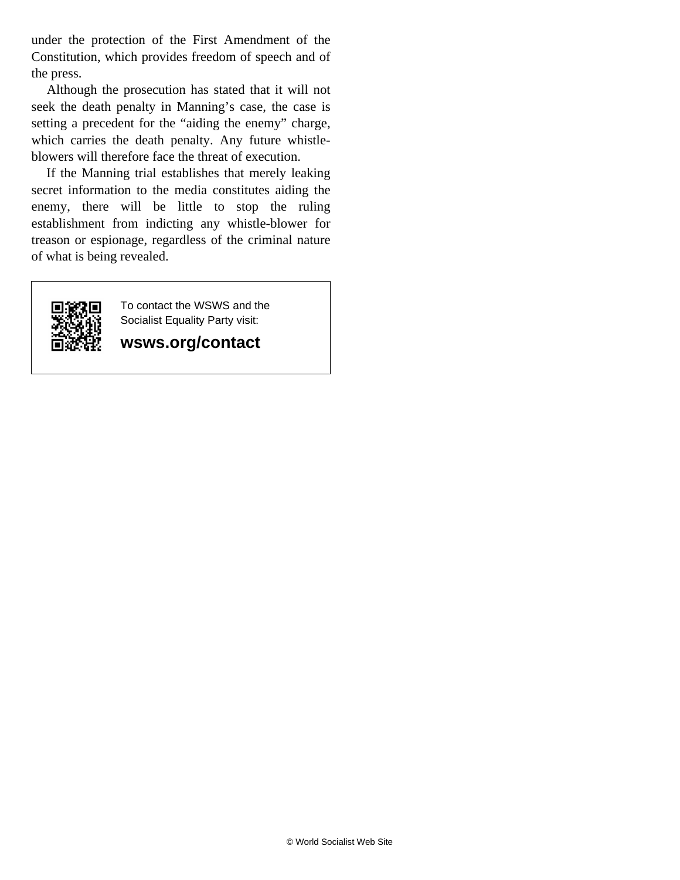under the protection of the First Amendment of the Constitution, which provides freedom of speech and of the press.

Although the prosecution has stated that it will not seek the death penalty in Manning's case, the case is setting a precedent for the "aiding the enemy" charge, which carries the death penalty. Any future whistle-blowers will therefore face the threat of execution.

If the Manning trial establishes that merely leaking secret information to the media constitutes aiding the enemy, there will be little to stop the ruling establishment from indicting any whistle-blower for treason or espionage, regardless of the criminal nature of what is being revealed.

To contact the WSWS and the Socialist Equality Party visit:

**wsws.org/contact**